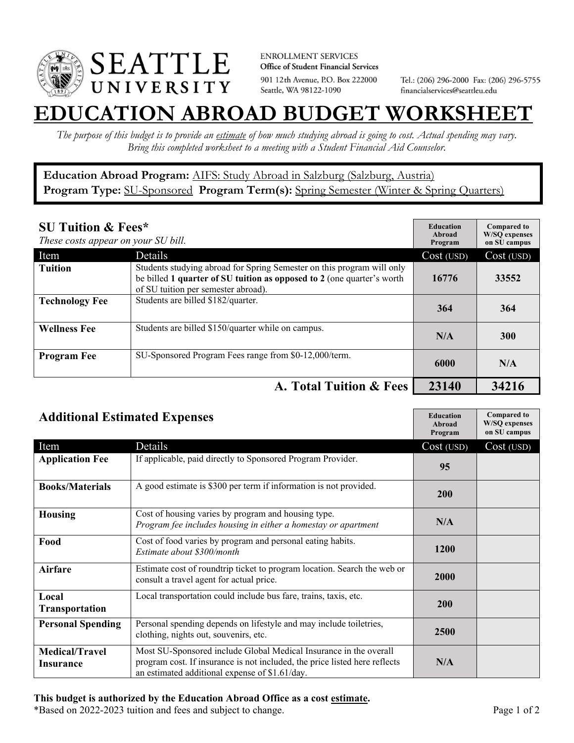SEATTLE UNIVERSITY

ENROLLMENT SERVICES
**Office of Student Financial Services**
901 12th Avenue, P.O. Box 222000
Seattle, WA 98122-1090

Tel.: (206) 296-2000 Fax: (206) 296-5755
financialservices@seattleu.edu

# EDUCATION ABROAD BUDGET WORKSHEET

*The purpose of this budget is to provide an estimate of how much studying abroad is going to cost. Actual spending may vary. Bring this completed worksheet to a meeting with a Student Financial Aid Counselor.*

**Education Abroad Program:** AIFS: Study Abroad in Salzburg (Salzburg, Austria)
**Program Type:** SU-Sponsored **Program Term(s):** Spring Semester (Winter & Spring Quarters)

## SU Tuition & Fees*

*These costs appear on your SU bill.*

| Item | Details | Education Abroad Program Cost (USD) | Compared to W/SQ expenses on SU campus Cost (USD) |
|---|---|---|---|
| **Tuition** | Students studying abroad for Spring Semester on this program will only be billed **1 quarter of SU tuition as opposed to 2** (one quarter's worth of SU tuition per semester abroad). | 16776 | 33552 |
| **Technology Fee** | Students are billed $182/quarter. | 364 | 364 |
| **Wellness Fee** | Students are billed $150/quarter while on campus. | N/A | 300 |
| **Program Fee** | SU-Sponsored Program Fees range from $0-12,000/term. | 6000 | N/A |
| | **A. Total Tuition & Fees** | **23140** | **34216** |

## Additional Estimated Expenses

| Item | Details | Education Abroad Program Cost (USD) | Compared to W/SQ expenses on SU campus Cost (USD) |
|---|---|---|---|
| **Application Fee** | If applicable, paid directly to Sponsored Program Provider. | 95 | |
| **Books/Materials** | A good estimate is $300 per term if information is not provided. | 200 | |
| **Housing** | Cost of housing varies by program and housing type. *Program fee includes housing in either a homestay or apartment* | N/A | |
| **Food** | Cost of food varies by program and personal eating habits. *Estimate about $300/month* | 1200 | |
| **Airfare** | Estimate cost of roundtrip ticket to program location. Search the web or consult a travel agent for actual price. | 2000 | |
| **Local Transportation** | Local transportation could include bus fare, trains, taxis, etc. | 200 | |
| **Personal Spending** | Personal spending depends on lifestyle and may include toiletries, clothing, nights out, souvenirs, etc. | 2500 | |
| **Medical/Travel Insurance** | Most SU-Sponsored include Global Medical Insurance in the overall program cost. If insurance is not included, the price listed here reflects an estimated additional expense of $1.61/day. | N/A | |

**This budget is authorized by the Education Abroad Office as a cost estimate.**
*Based on 2022-2023 tuition and fees and subject to change.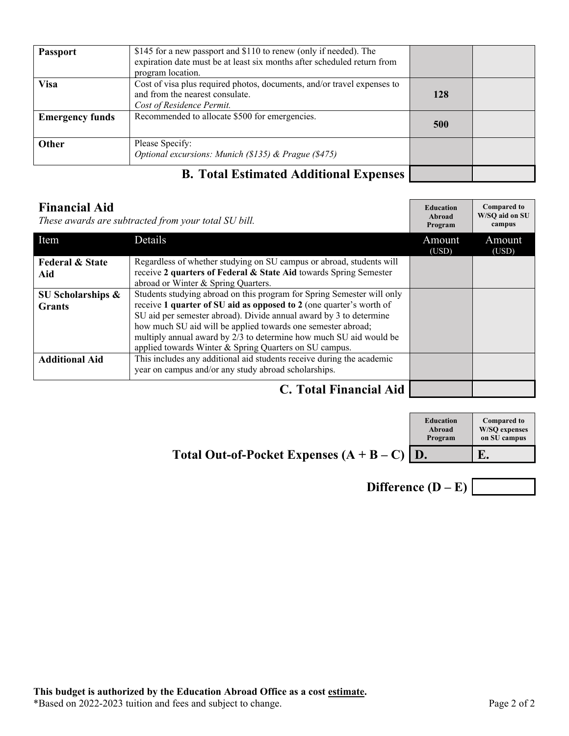| | | | |
|---|---|---|---|
| **Passport** | $145 for a new passport and $110 to renew (only if needed). The expiration date must be at least six months after scheduled return from program location. | | |
| **Visa** | Cost of visa plus required photos, documents, and/or travel expenses to and from the nearest consulate. *Cost of Residence Permit.* | **128** | |
| **Emergency funds** | Recommended to allocate $500 for emergencies. | **500** | |
| **Other** | Please Specify: *Optional excursions: Munich ($135) & Prague ($475)* | | |
| | **B. Total Estimated Additional Expenses** | | |

## Financial Aid

*These awards are subtracted from your total SU bill.*

| | | Education Abroad Program | Compared to W/SQ aid on SU campus |
|---|---|---|---|
| Item | Details | Amount (USD) | Amount (USD) |
| **Federal & State Aid** | Regardless of whether studying on SU campus or abroad, students will receive **2 quarters of Federal & State Aid** towards Spring Semester abroad or Winter & Spring Quarters. | | |
| **SU Scholarships & Grants** | Students studying abroad on this program for Spring Semester will only receive **1 quarter of SU aid as opposed to 2** (one quarter's worth of SU aid per semester abroad). Divide annual award by 3 to determine how much SU aid will be applied towards one semester abroad; multiply annual award by 2/3 to determine how much SU aid would be applied towards Winter & Spring Quarters on SU campus. | | |
| **Additional Aid** | This includes any additional aid students receive during the academic year on campus and/or any study abroad scholarships. | | |
| | **C. Total Financial Aid** | | |

| | Education Abroad Program | Compared to W/SQ expenses on SU campus |
|---|---|---|
| **Total Out-of-Pocket Expenses (A + B – C)** | **D.** | **E.** |

**Difference (D – E)**

**This budget is authorized by the Education Abroad Office as a cost estimate.**

*Based on 2022-2023 tuition and fees and subject to change.